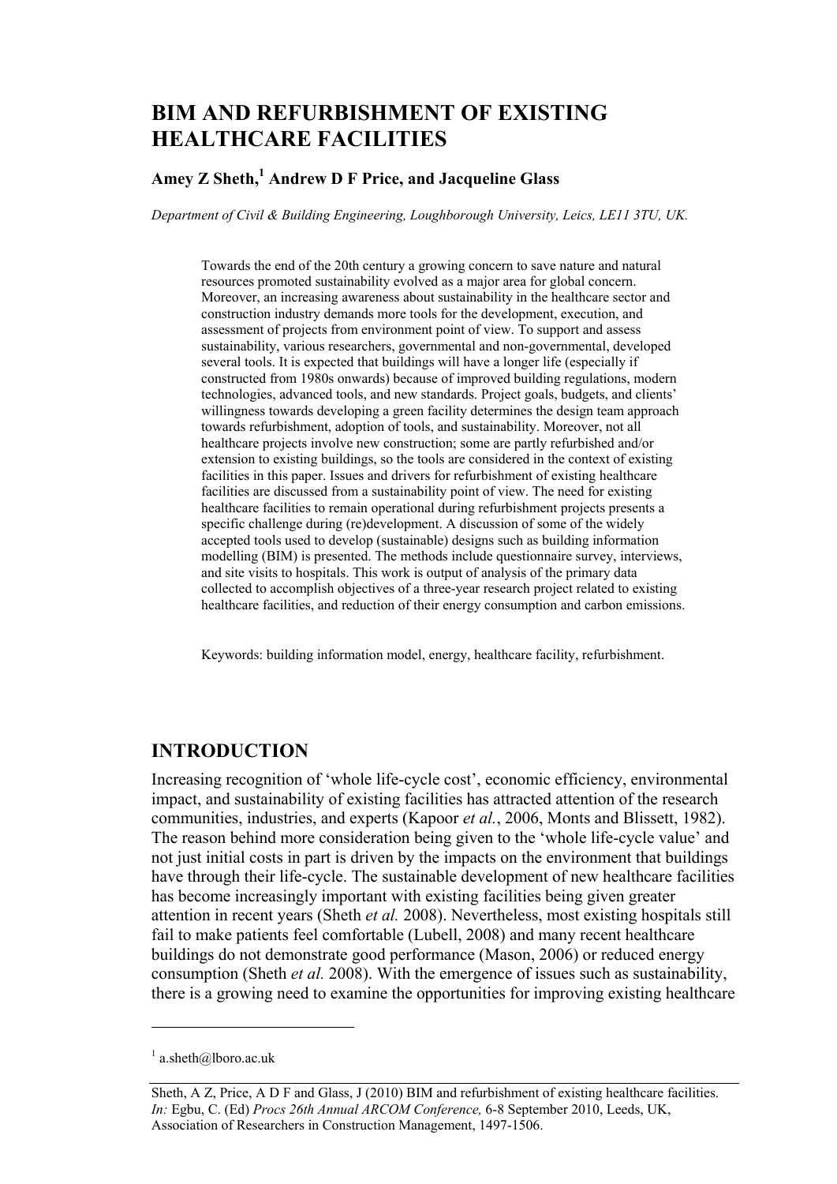# BIM AND REFURBISHMENT OF EXISTING HEALTHCARE FACILITIES

**Amey Z Sheth,[1] Andrew D F Price, and Jacqueline Glass**

*Department of Civil & Building Engineering, Loughborough University, Leics, LE11 3TU, UK.*

Towards the end of the 20th century a growing concern to save nature and natural resources promoted sustainability evolved as a major area for global concern. Moreover, an increasing awareness about sustainability in the healthcare sector and construction industry demands more tools for the development, execution, and assessment of projects from environment point of view. To support and assess sustainability, various researchers, governmental and non-governmental, developed several tools. It is expected that buildings will have a longer life (especially if constructed from 1980s onwards) because of improved building regulations, modern technologies, advanced tools, and new standards. Project goals, budgets, and clients' willingness towards developing a green facility determines the design team approach towards refurbishment, adoption of tools, and sustainability. Moreover, not all healthcare projects involve new construction; some are partly refurbished and/or extension to existing buildings, so the tools are considered in the context of existing facilities in this paper. Issues and drivers for refurbishment of existing healthcare facilities are discussed from a sustainability point of view. The need for existing healthcare facilities to remain operational during refurbishment projects presents a specific challenge during (re)development. A discussion of some of the widely accepted tools used to develop (sustainable) designs such as building information modelling (BIM) is presented. The methods include questionnaire survey, interviews, and site visits to hospitals. This work is output of analysis of the primary data collected to accomplish objectives of a three-year research project related to existing healthcare facilities, and reduction of their energy consumption and carbon emissions.

Keywords: building information model, energy, healthcare facility, refurbishment.

## INTRODUCTION

Increasing recognition of 'whole life-cycle cost', economic efficiency, environmental impact, and sustainability of existing facilities has attracted attention of the research communities, industries, and experts (Kapoor *et al.*, 2006, Monts and Blissett, 1982). The reason behind more consideration being given to the 'whole life-cycle value' and not just initial costs in part is driven by the impacts on the environment that buildings have through their life-cycle. The sustainable development of new healthcare facilities has become increasingly important with existing facilities being given greater attention in recent years (Sheth *et al.* 2008). Nevertheless, most existing hospitals still fail to make patients feel comfortable (Lubell, 2008) and many recent healthcare buildings do not demonstrate good performance (Mason, 2006) or reduced energy consumption (Sheth *et al.* 2008). With the emergence of issues such as sustainability, there is a growing need to examine the opportunities for improving existing healthcare

[1] a.sheth@lboro.ac.uk

Sheth, A Z, Price, A D F and Glass, J (2010) BIM and refurbishment of existing healthcare facilities. *In:* Egbu, C. (Ed) *Procs 26th Annual ARCOM Conference,* 6-8 September 2010, Leeds, UK, Association of Researchers in Construction Management, 1497-1506.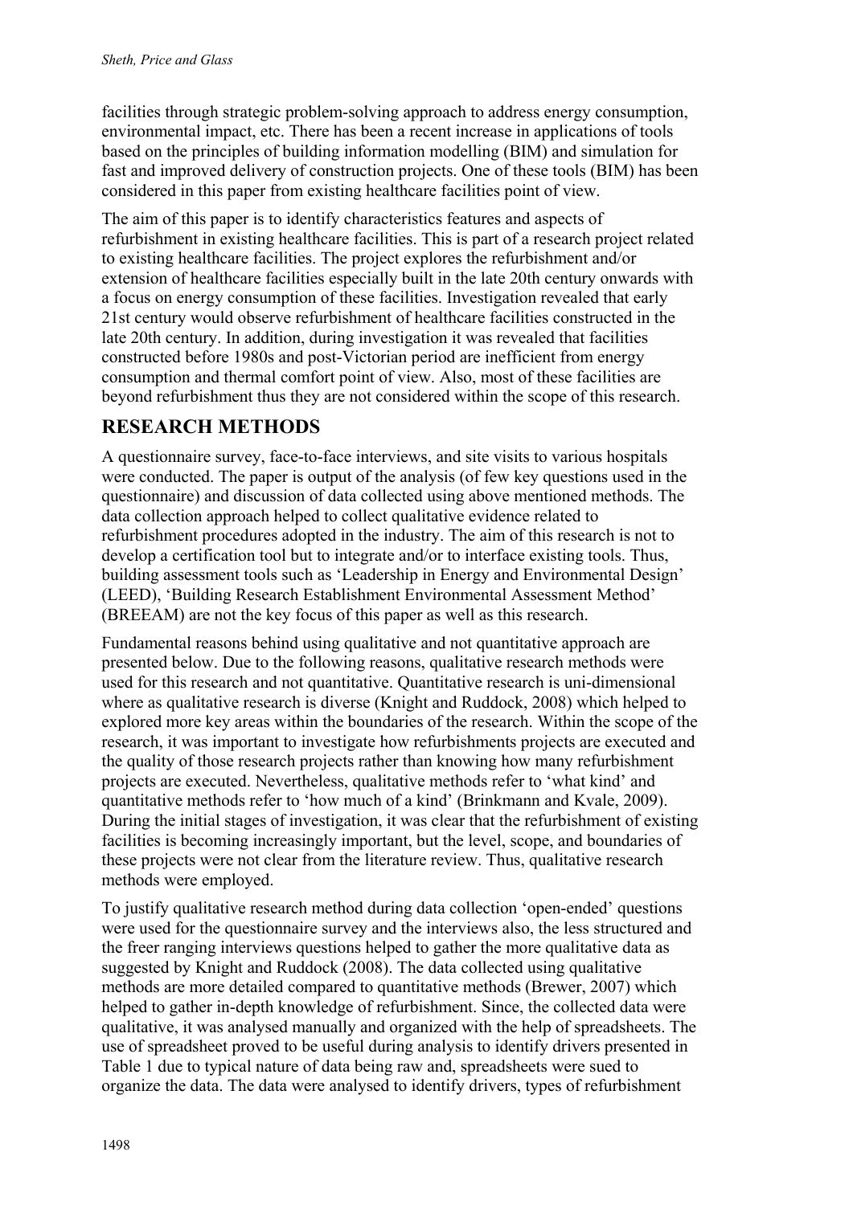facilities through strategic problem-solving approach to address energy consumption, environmental impact, etc. There has been a recent increase in applications of tools based on the principles of building information modelling (BIM) and simulation for fast and improved delivery of construction projects. One of these tools (BIM) has been considered in this paper from existing healthcare facilities point of view.

The aim of this paper is to identify characteristics features and aspects of refurbishment in existing healthcare facilities. This is part of a research project related to existing healthcare facilities. The project explores the refurbishment and/or extension of healthcare facilities especially built in the late 20th century onwards with a focus on energy consumption of these facilities. Investigation revealed that early 21st century would observe refurbishment of healthcare facilities constructed in the late 20th century. In addition, during investigation it was revealed that facilities constructed before 1980s and post-Victorian period are inefficient from energy consumption and thermal comfort point of view. Also, most of these facilities are beyond refurbishment thus they are not considered within the scope of this research.

## RESEARCH METHODS

A questionnaire survey, face-to-face interviews, and site visits to various hospitals were conducted. The paper is output of the analysis (of few key questions used in the questionnaire) and discussion of data collected using above mentioned methods. The data collection approach helped to collect qualitative evidence related to refurbishment procedures adopted in the industry. The aim of this research is not to develop a certification tool but to integrate and/or to interface existing tools. Thus, building assessment tools such as 'Leadership in Energy and Environmental Design' (LEED), 'Building Research Establishment Environmental Assessment Method' (BREEAM) are not the key focus of this paper as well as this research.

Fundamental reasons behind using qualitative and not quantitative approach are presented below. Due to the following reasons, qualitative research methods were used for this research and not quantitative. Quantitative research is uni-dimensional where as qualitative research is diverse (Knight and Ruddock, 2008) which helped to explored more key areas within the boundaries of the research. Within the scope of the research, it was important to investigate how refurbishments projects are executed and the quality of those research projects rather than knowing how many refurbishment projects are executed. Nevertheless, qualitative methods refer to 'what kind' and quantitative methods refer to 'how much of a kind' (Brinkmann and Kvale, 2009). During the initial stages of investigation, it was clear that the refurbishment of existing facilities is becoming increasingly important, but the level, scope, and boundaries of these projects were not clear from the literature review. Thus, qualitative research methods were employed.

To justify qualitative research method during data collection 'open-ended' questions were used for the questionnaire survey and the interviews also, the less structured and the freer ranging interviews questions helped to gather the more qualitative data as suggested by Knight and Ruddock (2008). The data collected using qualitative methods are more detailed compared to quantitative methods (Brewer, 2007) which helped to gather in-depth knowledge of refurbishment. Since, the collected data were qualitative, it was analysed manually and organized with the help of spreadsheets. The use of spreadsheet proved to be useful during analysis to identify drivers presented in Table 1 due to typical nature of data being raw and, spreadsheets were sued to organize the data. The data were analysed to identify drivers, types of refurbishment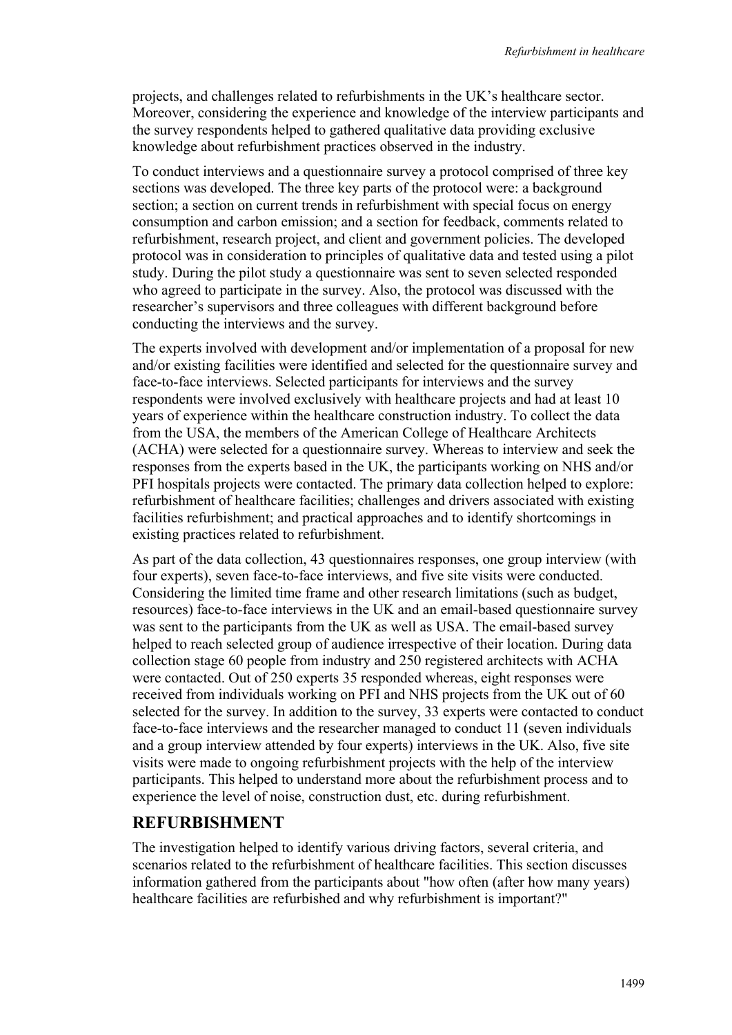projects, and challenges related to refurbishments in the UK's healthcare sector. Moreover, considering the experience and knowledge of the interview participants and the survey respondents helped to gathered qualitative data providing exclusive knowledge about refurbishment practices observed in the industry.

To conduct interviews and a questionnaire survey a protocol comprised of three key sections was developed. The three key parts of the protocol were: a background section; a section on current trends in refurbishment with special focus on energy consumption and carbon emission; and a section for feedback, comments related to refurbishment, research project, and client and government policies. The developed protocol was in consideration to principles of qualitative data and tested using a pilot study. During the pilot study a questionnaire was sent to seven selected responded who agreed to participate in the survey. Also, the protocol was discussed with the researcher's supervisors and three colleagues with different background before conducting the interviews and the survey.

The experts involved with development and/or implementation of a proposal for new and/or existing facilities were identified and selected for the questionnaire survey and face-to-face interviews. Selected participants for interviews and the survey respondents were involved exclusively with healthcare projects and had at least 10 years of experience within the healthcare construction industry. To collect the data from the USA, the members of the American College of Healthcare Architects (ACHA) were selected for a questionnaire survey. Whereas to interview and seek the responses from the experts based in the UK, the participants working on NHS and/or PFI hospitals projects were contacted. The primary data collection helped to explore: refurbishment of healthcare facilities; challenges and drivers associated with existing facilities refurbishment; and practical approaches and to identify shortcomings in existing practices related to refurbishment.

As part of the data collection, 43 questionnaires responses, one group interview (with four experts), seven face-to-face interviews, and five site visits were conducted. Considering the limited time frame and other research limitations (such as budget, resources) face-to-face interviews in the UK and an email-based questionnaire survey was sent to the participants from the UK as well as USA. The email-based survey helped to reach selected group of audience irrespective of their location. During data collection stage 60 people from industry and 250 registered architects with ACHA were contacted. Out of 250 experts 35 responded whereas, eight responses were received from individuals working on PFI and NHS projects from the UK out of 60 selected for the survey. In addition to the survey, 33 experts were contacted to conduct face-to-face interviews and the researcher managed to conduct 11 (seven individuals and a group interview attended by four experts) interviews in the UK. Also, five site visits were made to ongoing refurbishment projects with the help of the interview participants. This helped to understand more about the refurbishment process and to experience the level of noise, construction dust, etc. during refurbishment.

## REFURBISHMENT

The investigation helped to identify various driving factors, several criteria, and scenarios related to the refurbishment of healthcare facilities. This section discusses information gathered from the participants about "how often (after how many years) healthcare facilities are refurbished and why refurbishment is important?"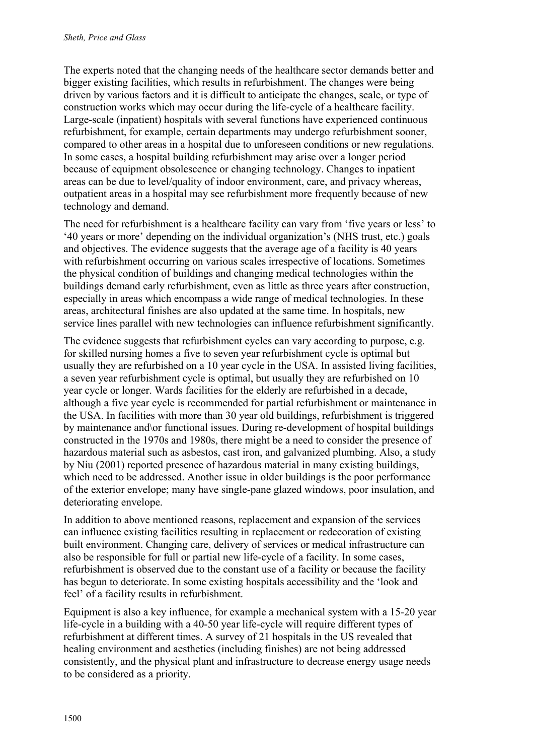The experts noted that the changing needs of the healthcare sector demands better and bigger existing facilities, which results in refurbishment. The changes were being driven by various factors and it is difficult to anticipate the changes, scale, or type of construction works which may occur during the life-cycle of a healthcare facility. Large-scale (inpatient) hospitals with several functions have experienced continuous refurbishment, for example, certain departments may undergo refurbishment sooner, compared to other areas in a hospital due to unforeseen conditions or new regulations. In some cases, a hospital building refurbishment may arise over a longer period because of equipment obsolescence or changing technology. Changes to inpatient areas can be due to level/quality of indoor environment, care, and privacy whereas, outpatient areas in a hospital may see refurbishment more frequently because of new technology and demand.

The need for refurbishment is a healthcare facility can vary from 'five years or less' to '40 years or more' depending on the individual organization's (NHS trust, etc.) goals and objectives. The evidence suggests that the average age of a facility is 40 years with refurbishment occurring on various scales irrespective of locations. Sometimes the physical condition of buildings and changing medical technologies within the buildings demand early refurbishment, even as little as three years after construction, especially in areas which encompass a wide range of medical technologies. In these areas, architectural finishes are also updated at the same time. In hospitals, new service lines parallel with new technologies can influence refurbishment significantly.

The evidence suggests that refurbishment cycles can vary according to purpose, e.g. for skilled nursing homes a five to seven year refurbishment cycle is optimal but usually they are refurbished on a 10 year cycle in the USA. In assisted living facilities, a seven year refurbishment cycle is optimal, but usually they are refurbished on 10 year cycle or longer. Wards facilities for the elderly are refurbished in a decade, although a five year cycle is recommended for partial refurbishment or maintenance in the USA. In facilities with more than 30 year old buildings, refurbishment is triggered by maintenance and\or functional issues. During re-development of hospital buildings constructed in the 1970s and 1980s, there might be a need to consider the presence of hazardous material such as asbestos, cast iron, and galvanized plumbing. Also, a study by Niu (2001) reported presence of hazardous material in many existing buildings, which need to be addressed. Another issue in older buildings is the poor performance of the exterior envelope; many have single-pane glazed windows, poor insulation, and deteriorating envelope.

In addition to above mentioned reasons, replacement and expansion of the services can influence existing facilities resulting in replacement or redecoration of existing built environment. Changing care, delivery of services or medical infrastructure can also be responsible for full or partial new life-cycle of a facility. In some cases, refurbishment is observed due to the constant use of a facility or because the facility has begun to deteriorate. In some existing hospitals accessibility and the 'look and feel' of a facility results in refurbishment.

Equipment is also a key influence, for example a mechanical system with a 15-20 year life-cycle in a building with a 40-50 year life-cycle will require different types of refurbishment at different times. A survey of 21 hospitals in the US revealed that healing environment and aesthetics (including finishes) are not being addressed consistently, and the physical plant and infrastructure to decrease energy usage needs to be considered as a priority.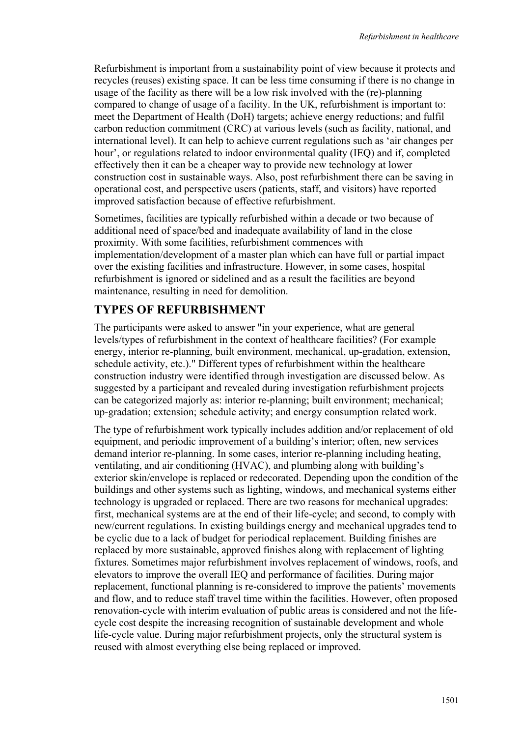Refurbishment is important from a sustainability point of view because it protects and recycles (reuses) existing space. It can be less time consuming if there is no change in usage of the facility as there will be a low risk involved with the (re)-planning compared to change of usage of a facility. In the UK, refurbishment is important to: meet the Department of Health (DoH) targets; achieve energy reductions; and fulfil carbon reduction commitment (CRC) at various levels (such as facility, national, and international level). It can help to achieve current regulations such as 'air changes per hour', or regulations related to indoor environmental quality (IEQ) and if, completed effectively then it can be a cheaper way to provide new technology at lower construction cost in sustainable ways. Also, post refurbishment there can be saving in operational cost, and perspective users (patients, staff, and visitors) have reported improved satisfaction because of effective refurbishment.

Sometimes, facilities are typically refurbished within a decade or two because of additional need of space/bed and inadequate availability of land in the close proximity. With some facilities, refurbishment commences with implementation/development of a master plan which can have full or partial impact over the existing facilities and infrastructure. However, in some cases, hospital refurbishment is ignored or sidelined and as a result the facilities are beyond maintenance, resulting in need for demolition.

## TYPES OF REFURBISHMENT

The participants were asked to answer "in your experience, what are general levels/types of refurbishment in the context of healthcare facilities? (For example energy, interior re-planning, built environment, mechanical, up-gradation, extension, schedule activity, etc.)." Different types of refurbishment within the healthcare construction industry were identified through investigation are discussed below. As suggested by a participant and revealed during investigation refurbishment projects can be categorized majorly as: interior re-planning; built environment; mechanical; up-gradation; extension; schedule activity; and energy consumption related work.

The type of refurbishment work typically includes addition and/or replacement of old equipment, and periodic improvement of a building's interior; often, new services demand interior re-planning. In some cases, interior re-planning including heating, ventilating, and air conditioning (HVAC), and plumbing along with building's exterior skin/envelope is replaced or redecorated. Depending upon the condition of the buildings and other systems such as lighting, windows, and mechanical systems either technology is upgraded or replaced. There are two reasons for mechanical upgrades: first, mechanical systems are at the end of their life-cycle; and second, to comply with new/current regulations. In existing buildings energy and mechanical upgrades tend to be cyclic due to a lack of budget for periodical replacement. Building finishes are replaced by more sustainable, approved finishes along with replacement of lighting fixtures. Sometimes major refurbishment involves replacement of windows, roofs, and elevators to improve the overall IEQ and performance of facilities. During major replacement, functional planning is re-considered to improve the patients' movements and flow, and to reduce staff travel time within the facilities. However, often proposed renovation-cycle with interim evaluation of public areas is considered and not the life-cycle cost despite the increasing recognition of sustainable development and whole life-cycle value. During major refurbishment projects, only the structural system is reused with almost everything else being replaced or improved.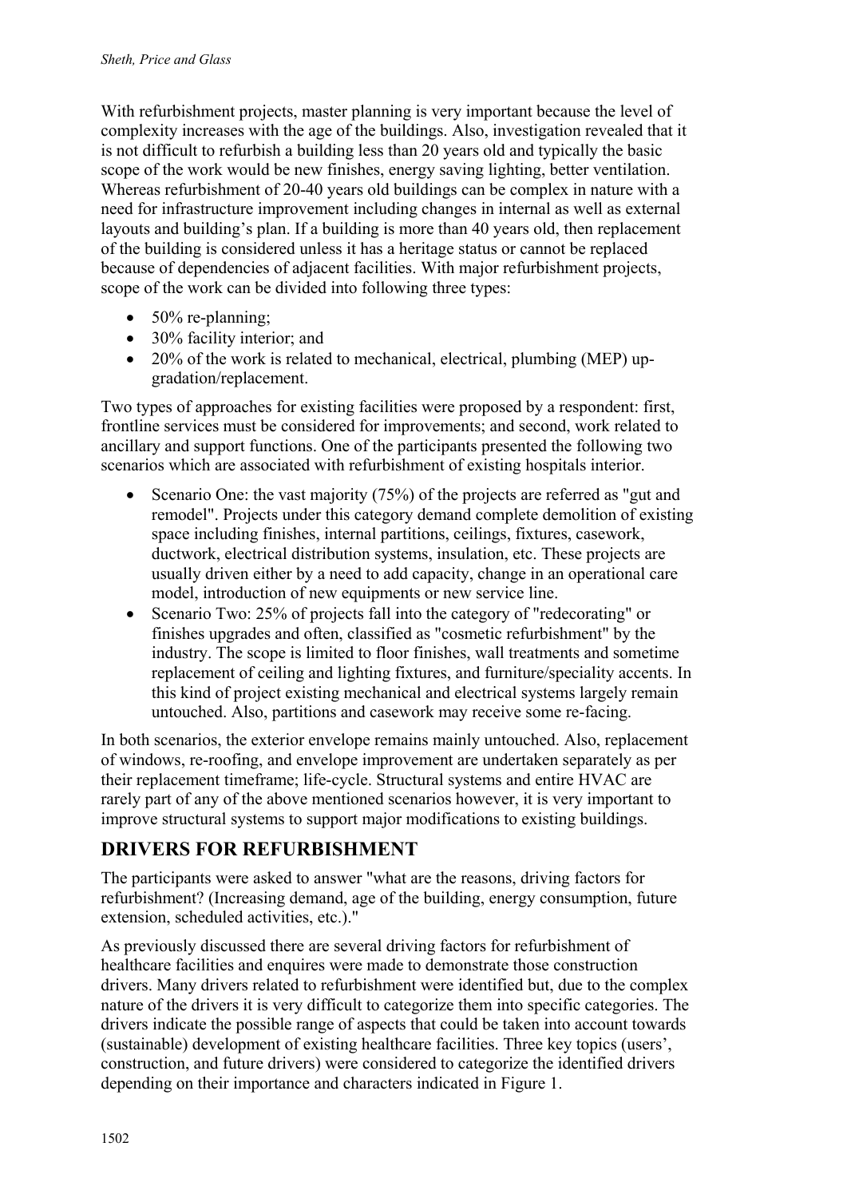With refurbishment projects, master planning is very important because the level of complexity increases with the age of the buildings. Also, investigation revealed that it is not difficult to refurbish a building less than 20 years old and typically the basic scope of the work would be new finishes, energy saving lighting, better ventilation. Whereas refurbishment of 20-40 years old buildings can be complex in nature with a need for infrastructure improvement including changes in internal as well as external layouts and building's plan. If a building is more than 40 years old, then replacement of the building is considered unless it has a heritage status or cannot be replaced because of dependencies of adjacent facilities. With major refurbishment projects, scope of the work can be divided into following three types:

- 50% re-planning;
- 30% facility interior; and
- 20% of the work is related to mechanical, electrical, plumbing (MEP) up-gradation/replacement.

Two types of approaches for existing facilities were proposed by a respondent: first, frontline services must be considered for improvements; and second, work related to ancillary and support functions. One of the participants presented the following two scenarios which are associated with refurbishment of existing hospitals interior.

- Scenario One: the vast majority (75%) of the projects are referred as "gut and remodel". Projects under this category demand complete demolition of existing space including finishes, internal partitions, ceilings, fixtures, casework, ductwork, electrical distribution systems, insulation, etc. These projects are usually driven either by a need to add capacity, change in an operational care model, introduction of new equipments or new service line.
- Scenario Two: 25% of projects fall into the category of "redecorating" or finishes upgrades and often, classified as "cosmetic refurbishment" by the industry. The scope is limited to floor finishes, wall treatments and sometime replacement of ceiling and lighting fixtures, and furniture/speciality accents. In this kind of project existing mechanical and electrical systems largely remain untouched. Also, partitions and casework may receive some re-facing.

In both scenarios, the exterior envelope remains mainly untouched. Also, replacement of windows, re-roofing, and envelope improvement are undertaken separately as per their replacement timeframe; life-cycle. Structural systems and entire HVAC are rarely part of any of the above mentioned scenarios however, it is very important to improve structural systems to support major modifications to existing buildings.

## DRIVERS FOR REFURBISHMENT

The participants were asked to answer "what are the reasons, driving factors for refurbishment? (Increasing demand, age of the building, energy consumption, future extension, scheduled activities, etc.)."

As previously discussed there are several driving factors for refurbishment of healthcare facilities and enquires were made to demonstrate those construction drivers. Many drivers related to refurbishment were identified but, due to the complex nature of the drivers it is very difficult to categorize them into specific categories. The drivers indicate the possible range of aspects that could be taken into account towards (sustainable) development of existing healthcare facilities. Three key topics (users', construction, and future drivers) were considered to categorize the identified drivers depending on their importance and characters indicated in Figure 1.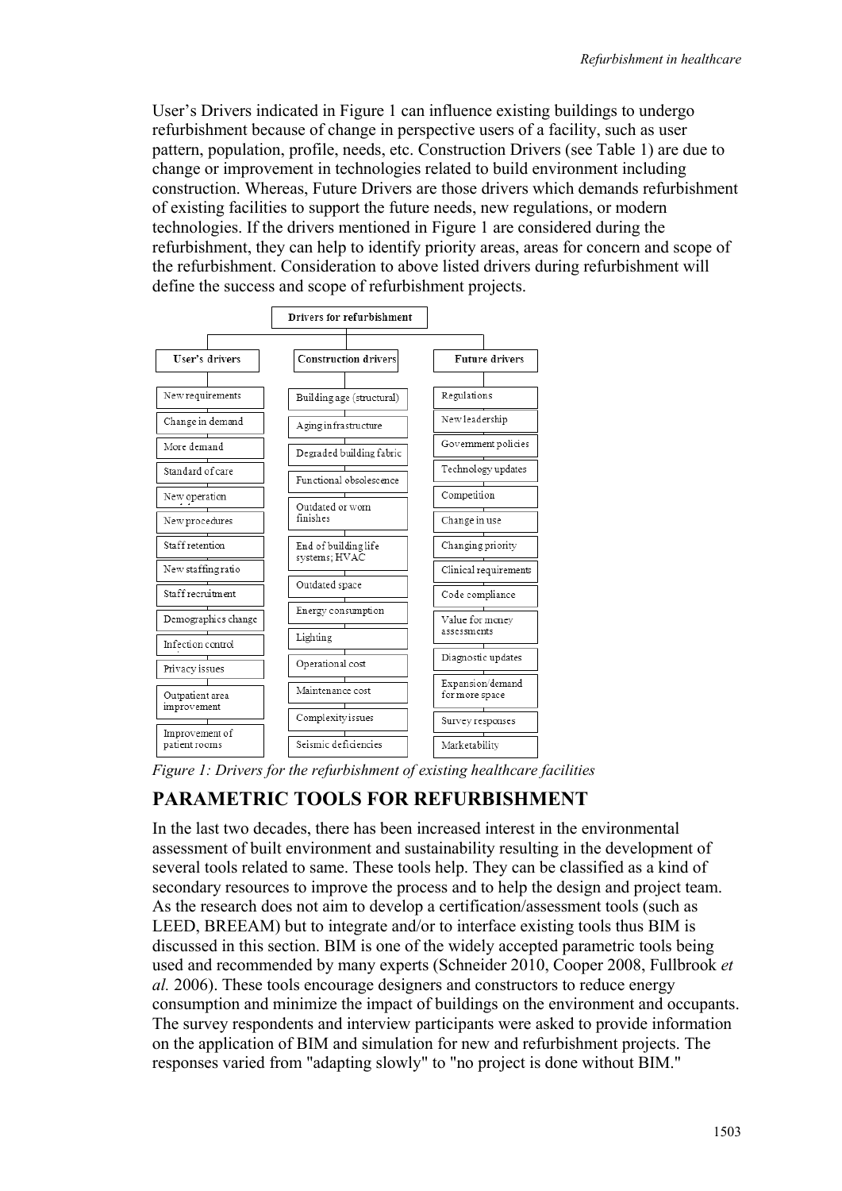User's Drivers indicated in Figure 1 can influence existing buildings to undergo refurbishment because of change in perspective users of a facility, such as user pattern, population, profile, needs, etc. Construction Drivers (see Table 1) are due to change or improvement in technologies related to build environment including construction. Whereas, Future Drivers are those drivers which demands refurbishment of existing facilities to support the future needs, new regulations, or modern technologies. If the drivers mentioned in Figure 1 are considered during the refurbishment, they can help to identify priority areas, areas for concern and scope of the refurbishment. Consideration to above listed drivers during refurbishment will define the success and scope of refurbishment projects.

**Drivers for refurbishment**

| User's drivers | Construction drivers | Future drivers |
|---|---|---|
| New requirements | Building age (structural) | Regulations |
| Change in demand | Aging infrastructure | New leadership |
| More demand | Degraded building fabric | Government policies |
| Standard of care | Functional obsolescence | Technology updates |
| New operation | Outdated or worn finishes | Competition |
| New procedures | End of building life systems; HVAC | Change in use |
| Staff retention | Outdated space | Changing priority |
| New staffing ratio | Energy consumption | Clinical requirements |
| Staff recruitment | Lighting | Code compliance |
| Demographics change | Operational cost | Value for money assessments |
| Infection control | Maintenance cost | Diagnostic updates |
| Privacy issues | Complexity issues | Expansion/demand for more space |
| Outpatient area improvement | Seismic deficiencies | Survey responses |
| Improvement of patient rooms | | Marketability |

*Figure 1: Drivers for the refurbishment of existing healthcare facilities*

## PARAMETRIC TOOLS FOR REFURBISHMENT

In the last two decades, there has been increased interest in the environmental assessment of built environment and sustainability resulting in the development of several tools related to same. These tools help. They can be classified as a kind of secondary resources to improve the process and to help the design and project team. As the research does not aim to develop a certification/assessment tools (such as LEED, BREEAM) but to integrate and/or to interface existing tools thus BIM is discussed in this section. BIM is one of the widely accepted parametric tools being used and recommended by many experts (Schneider 2010, Cooper 2008, Fullbrook *et al.* 2006). These tools encourage designers and constructors to reduce energy consumption and minimize the impact of buildings on the environment and occupants. The survey respondents and interview participants were asked to provide information on the application of BIM and simulation for new and refurbishment projects. The responses varied from "adapting slowly" to "no project is done without BIM."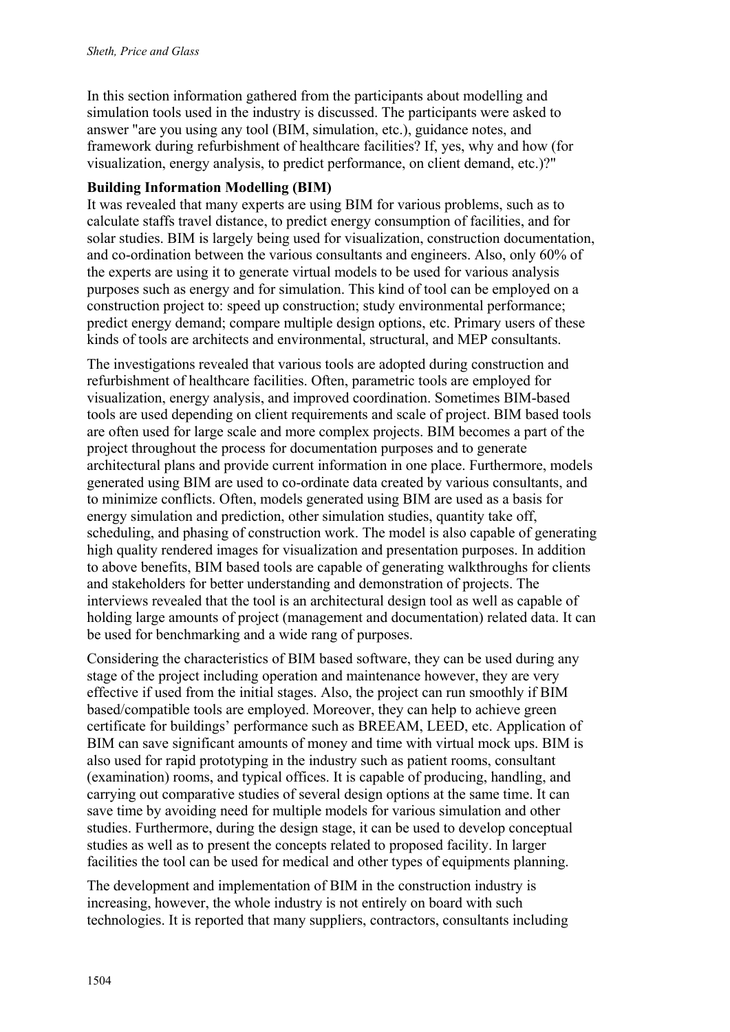In this section information gathered from the participants about modelling and simulation tools used in the industry is discussed. The participants were asked to answer "are you using any tool (BIM, simulation, etc.), guidance notes, and framework during refurbishment of healthcare facilities? If, yes, why and how (for visualization, energy analysis, to predict performance, on client demand, etc.)?"

**Building Information Modelling (BIM)**

It was revealed that many experts are using BIM for various problems, such as to calculate staffs travel distance, to predict energy consumption of facilities, and for solar studies. BIM is largely being used for visualization, construction documentation, and co-ordination between the various consultants and engineers. Also, only 60% of the experts are using it to generate virtual models to be used for various analysis purposes such as energy and for simulation. This kind of tool can be employed on a construction project to: speed up construction; study environmental performance; predict energy demand; compare multiple design options, etc. Primary users of these kinds of tools are architects and environmental, structural, and MEP consultants.

The investigations revealed that various tools are adopted during construction and refurbishment of healthcare facilities. Often, parametric tools are employed for visualization, energy analysis, and improved coordination. Sometimes BIM-based tools are used depending on client requirements and scale of project. BIM based tools are often used for large scale and more complex projects. BIM becomes a part of the project throughout the process for documentation purposes and to generate architectural plans and provide current information in one place. Furthermore, models generated using BIM are used to co-ordinate data created by various consultants, and to minimize conflicts. Often, models generated using BIM are used as a basis for energy simulation and prediction, other simulation studies, quantity take off, scheduling, and phasing of construction work. The model is also capable of generating high quality rendered images for visualization and presentation purposes. In addition to above benefits, BIM based tools are capable of generating walkthroughs for clients and stakeholders for better understanding and demonstration of projects. The interviews revealed that the tool is an architectural design tool as well as capable of holding large amounts of project (management and documentation) related data. It can be used for benchmarking and a wide rang of purposes.

Considering the characteristics of BIM based software, they can be used during any stage of the project including operation and maintenance however, they are very effective if used from the initial stages. Also, the project can run smoothly if BIM based/compatible tools are employed. Moreover, they can help to achieve green certificate for buildings' performance such as BREEAM, LEED, etc. Application of BIM can save significant amounts of money and time with virtual mock ups. BIM is also used for rapid prototyping in the industry such as patient rooms, consultant (examination) rooms, and typical offices. It is capable of producing, handling, and carrying out comparative studies of several design options at the same time. It can save time by avoiding need for multiple models for various simulation and other studies. Furthermore, during the design stage, it can be used to develop conceptual studies as well as to present the concepts related to proposed facility. In larger facilities the tool can be used for medical and other types of equipments planning.

The development and implementation of BIM in the construction industry is increasing, however, the whole industry is not entirely on board with such technologies. It is reported that many suppliers, contractors, consultants including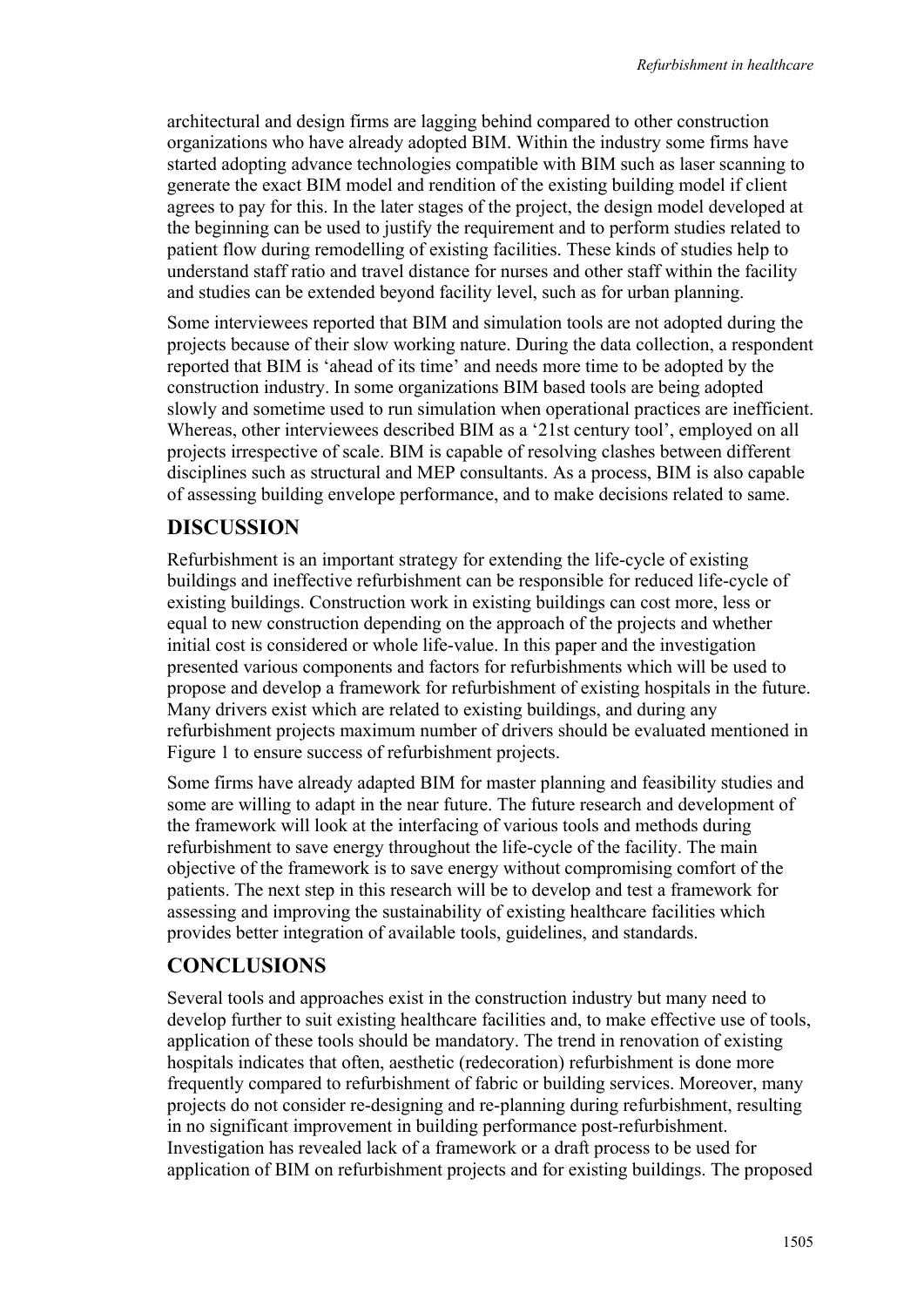architectural and design firms are lagging behind compared to other construction organizations who have already adopted BIM. Within the industry some firms have started adopting advance technologies compatible with BIM such as laser scanning to generate the exact BIM model and rendition of the existing building model if client agrees to pay for this. In the later stages of the project, the design model developed at the beginning can be used to justify the requirement and to perform studies related to patient flow during remodelling of existing facilities. These kinds of studies help to understand staff ratio and travel distance for nurses and other staff within the facility and studies can be extended beyond facility level, such as for urban planning.

Some interviewees reported that BIM and simulation tools are not adopted during the projects because of their slow working nature. During the data collection, a respondent reported that BIM is 'ahead of its time' and needs more time to be adopted by the construction industry. In some organizations BIM based tools are being adopted slowly and sometime used to run simulation when operational practices are inefficient. Whereas, other interviewees described BIM as a '21st century tool', employed on all projects irrespective of scale. BIM is capable of resolving clashes between different disciplines such as structural and MEP consultants. As a process, BIM is also capable of assessing building envelope performance, and to make decisions related to same.

## DISCUSSION

Refurbishment is an important strategy for extending the life-cycle of existing buildings and ineffective refurbishment can be responsible for reduced life-cycle of existing buildings. Construction work in existing buildings can cost more, less or equal to new construction depending on the approach of the projects and whether initial cost is considered or whole life-value. In this paper and the investigation presented various components and factors for refurbishments which will be used to propose and develop a framework for refurbishment of existing hospitals in the future. Many drivers exist which are related to existing buildings, and during any refurbishment projects maximum number of drivers should be evaluated mentioned in Figure 1 to ensure success of refurbishment projects.

Some firms have already adapted BIM for master planning and feasibility studies and some are willing to adapt in the near future. The future research and development of the framework will look at the interfacing of various tools and methods during refurbishment to save energy throughout the life-cycle of the facility. The main objective of the framework is to save energy without compromising comfort of the patients. The next step in this research will be to develop and test a framework for assessing and improving the sustainability of existing healthcare facilities which provides better integration of available tools, guidelines, and standards.

## CONCLUSIONS

Several tools and approaches exist in the construction industry but many need to develop further to suit existing healthcare facilities and, to make effective use of tools, application of these tools should be mandatory. The trend in renovation of existing hospitals indicates that often, aesthetic (redecoration) refurbishment is done more frequently compared to refurbishment of fabric or building services. Moreover, many projects do not consider re-designing and re-planning during refurbishment, resulting in no significant improvement in building performance post-refurbishment. Investigation has revealed lack of a framework or a draft process to be used for application of BIM on refurbishment projects and for existing buildings. The proposed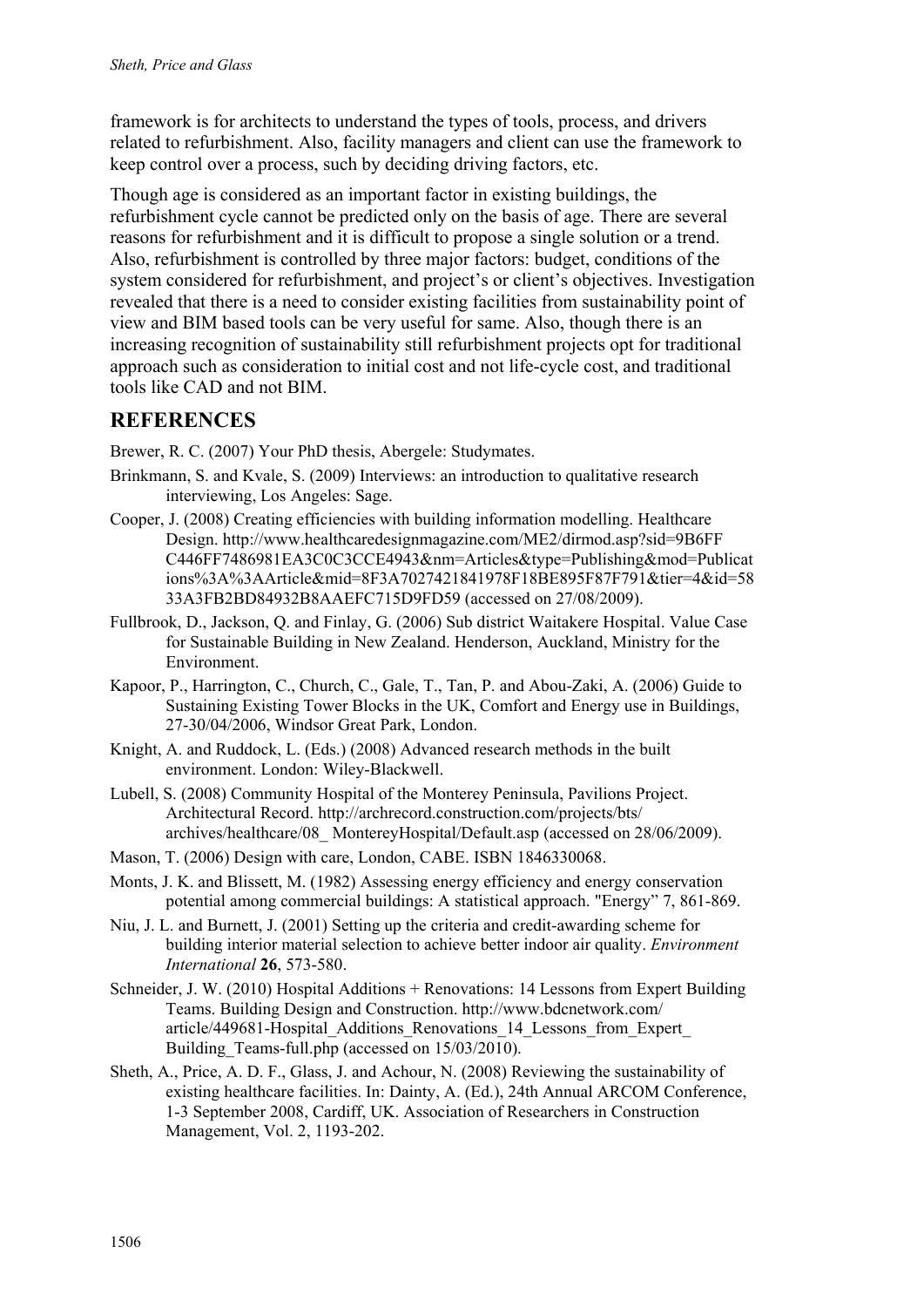framework is for architects to understand the types of tools, process, and drivers related to refurbishment. Also, facility managers and client can use the framework to keep control over a process, such by deciding driving factors, etc.

Though age is considered as an important factor in existing buildings, the refurbishment cycle cannot be predicted only on the basis of age. There are several reasons for refurbishment and it is difficult to propose a single solution or a trend. Also, refurbishment is controlled by three major factors: budget, conditions of the system considered for refurbishment, and project's or client's objectives. Investigation revealed that there is a need to consider existing facilities from sustainability point of view and BIM based tools can be very useful for same. Also, though there is an increasing recognition of sustainability still refurbishment projects opt for traditional approach such as consideration to initial cost and not life-cycle cost, and traditional tools like CAD and not BIM.

## REFERENCES

Brewer, R. C. (2007) Your PhD thesis, Abergele: Studymates.

Brinkmann, S. and Kvale, S. (2009) Interviews: an introduction to qualitative research interviewing, Los Angeles: Sage.

Cooper, J. (2008) Creating efficiencies with building information modelling. Healthcare Design. http://www.healthcaredesignmagazine.com/ME2/dirmod.asp?sid=9B6FFC446FF7486981EA3C0C3CCE4943&nm=Articles&type=Publishing&mod=Publications%3A%3AArticle&mid=8F3A7027421841978F18BE895F87F791&tier=4&id=5833A3FB2BD84932B8AAEFC715D9FD59 (accessed on 27/08/2009).

Fullbrook, D., Jackson, Q. and Finlay, G. (2006) Sub district Waitakere Hospital. Value Case for Sustainable Building in New Zealand. Henderson, Auckland, Ministry for the Environment.

Kapoor, P., Harrington, C., Church, C., Gale, T., Tan, P. and Abou-Zaki, A. (2006) Guide to Sustaining Existing Tower Blocks in the UK, Comfort and Energy use in Buildings, 27-30/04/2006, Windsor Great Park, London.

Knight, A. and Ruddock, L. (Eds.) (2008) Advanced research methods in the built environment. London: Wiley-Blackwell.

Lubell, S. (2008) Community Hospital of the Monterey Peninsula, Pavilions Project. Architectural Record. http://archrecord.construction.com/projects/bts/archives/healthcare/08_ MontereyHospital/Default.asp (accessed on 28/06/2009).

Mason, T. (2006) Design with care, London, CABE. ISBN 1846330068.

Monts, J. K. and Blissett, M. (1982) Assessing energy efficiency and energy conservation potential among commercial buildings: A statistical approach. "Energy" 7, 861-869.

Niu, J. L. and Burnett, J. (2001) Setting up the criteria and credit-awarding scheme for building interior material selection to achieve better indoor air quality. *Environment International* **26**, 573-580.

Schneider, J. W. (2010) Hospital Additions + Renovations: 14 Lessons from Expert Building Teams. Building Design and Construction. http://www.bdcnetwork.com/article/449681-Hospital_Additions_Renovations_14_Lessons_from_Expert_Building_Teams-full.php (accessed on 15/03/2010).

Sheth, A., Price, A. D. F., Glass, J. and Achour, N. (2008) Reviewing the sustainability of existing healthcare facilities. In: Dainty, A. (Ed.), 24th Annual ARCOM Conference, 1-3 September 2008, Cardiff, UK. Association of Researchers in Construction Management, Vol. 2, 1193-202.